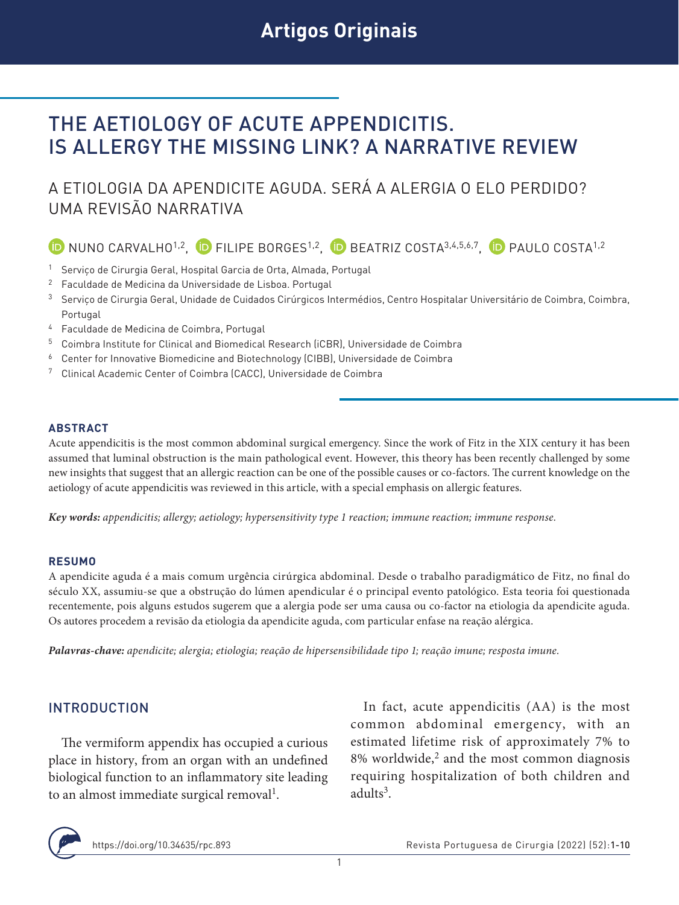Artigos Originais

# THE AETIOLOGY OF ACUTE APPENDICITIS. IS ALLERGY THE MISSING LINK? A NARRATIVE REVIEW

## A ETIOLOGIA DA APENDICITE AGUDA. SERÁ A ALERGIA O ELO PERDIDO? UMA REVISÃO NARRATIVA

NUNO CARVALHO[1,2], FILIPE BORGES[1,2], BEATRIZ COSTA[3,4,5,6,7], PAULO COSTA[1,2]

[1] Serviço de Cirurgia Geral, Hospital Garcia de Orta, Almada, Portugal
[2] Faculdade de Medicina da Universidade de Lisboa. Portugal
[3] Serviço de Cirurgia Geral, Unidade de Cuidados Cirúrgicos Intermédios, Centro Hospitalar Universitário de Coimbra, Coimbra, Portugal
[4] Faculdade de Medicina de Coimbra, Portugal
[5] Coimbra Institute for Clinical and Biomedical Research (iCBR), Universidade de Coimbra
[6] Center for Innovative Biomedicine and Biotechnology (CIBB), Universidade de Coimbra
[7] Clinical Academic Center of Coimbra (CACC), Universidade de Coimbra

### ABSTRACT

Acute appendicitis is the most common abdominal surgical emergency. Since the work of Fitz in the XIX century it has been assumed that luminal obstruction is the main pathological event. However, this theory has been recently challenged by some new insights that suggest that an allergic reaction can be one of the possible causes or co-factors. The current knowledge on the aetiology of acute appendicitis was reviewed in this article, with a special emphasis on allergic features.

***Key words:*** *appendicitis; allergy; aetiology; hypersensitivity type 1 reaction; immune reaction; immune response.*

### RESUMO

A apendicite aguda é a mais comum urgência cirúrgica abdominal. Desde o trabalho paradigmático de Fitz, no final do século XX, assumiu-se que a obstrução do lúmen apendicular é o principal evento patológico. Esta teoria foi questionada recentemente, pois alguns estudos sugerem que a alergia pode ser uma causa ou co-factor na etiologia da apendicite aguda. Os autores procedem a revisão da etiologia da apendicite aguda, com particular enfase na reação alérgica.

***Palavras-chave:*** *apendicite; alergia; etiologia; reação de hipersensibilidade tipo 1; reação imune; resposta imune.*

## INTRODUCTION

The vermiform appendix has occupied a curious place in history, from an organ with an undefined biological function to an inflammatory site leading to an almost immediate surgical removal[1].

In fact, acute appendicitis (AA) is the most common abdominal emergency, with an estimated lifetime risk of approximately 7% to 8% worldwide,[2] and the most common diagnosis requiring hospitalization of both children and adults[3].

https://doi.org/10.34635/rpc.893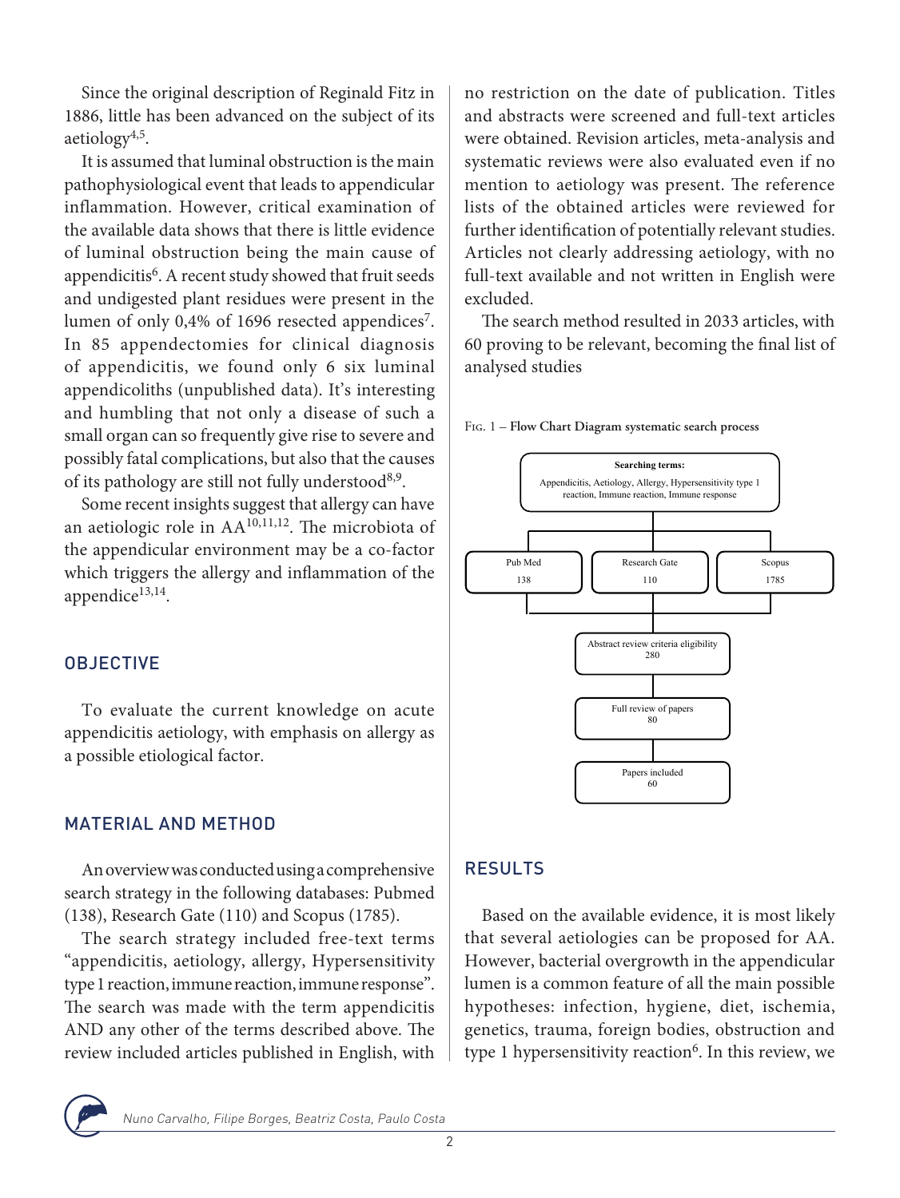Since the original description of Reginald Fitz in 1886, little has been advanced on the subject of its aetiology[4,5].

It is assumed that luminal obstruction is the main pathophysiological event that leads to appendicular inflammation. However, critical examination of the available data shows that there is little evidence of luminal obstruction being the main cause of appendicitis[6]. A recent study showed that fruit seeds and undigested plant residues were present in the lumen of only 0,4% of 1696 resected appendices[7]. In 85 appendectomies for clinical diagnosis of appendicitis, we found only 6 six luminal appendicoliths (unpublished data). It's interesting and humbling that not only a disease of such a small organ can so frequently give rise to severe and possibly fatal complications, but also that the causes of its pathology are still not fully understood[8,9].

Some recent insights suggest that allergy can have an aetiologic role in AA[10,11,12]. The microbiota of the appendicular environment may be a co-factor which triggers the allergy and inflammation of the appendice[13,14].

## OBJECTIVE

To evaluate the current knowledge on acute appendicitis aetiology, with emphasis on allergy as a possible etiological factor.

## MATERIAL AND METHOD

An overview was conducted using a comprehensive search strategy in the following databases: Pubmed (138), Research Gate (110) and Scopus (1785).

The search strategy included free-text terms "appendicitis, aetiology, allergy, Hypersensitivity type 1 reaction, immune reaction, immune response". The search was made with the term appendicitis AND any other of the terms described above. The review included articles published in English, with no restriction on the date of publication. Titles and abstracts were screened and full-text articles were obtained. Revision articles, meta-analysis and systematic reviews were also evaluated even if no mention to aetiology was present. The reference lists of the obtained articles were reviewed for further identification of potentially relevant studies. Articles not clearly addressing aetiology, with no full-text available and not written in English were excluded.

The search method resulted in 2033 articles, with 60 proving to be relevant, becoming the final list of analysed studies

Fig. 1 – **Flow Chart Diagram systematic search process**

**Searching terms:**
Appendicitis, Aetiology, Allergy, Hypersensitivity type 1 reaction, Immune reaction, Immune response

| Pub Med | Research Gate | Scopus |
|---|---|---|
| 138 | 110 | 1785 |

Abstract review criteria eligibility: 280

Full review of papers: 80

Papers included: 60

## RESULTS

Based on the available evidence, it is most likely that several aetiologies can be proposed for AA. However, bacterial overgrowth in the appendicular lumen is a common feature of all the main possible hypotheses: infection, hygiene, diet, ischemia, genetics, trauma, foreign bodies, obstruction and type 1 hypersensitivity reaction[6]. In this review, we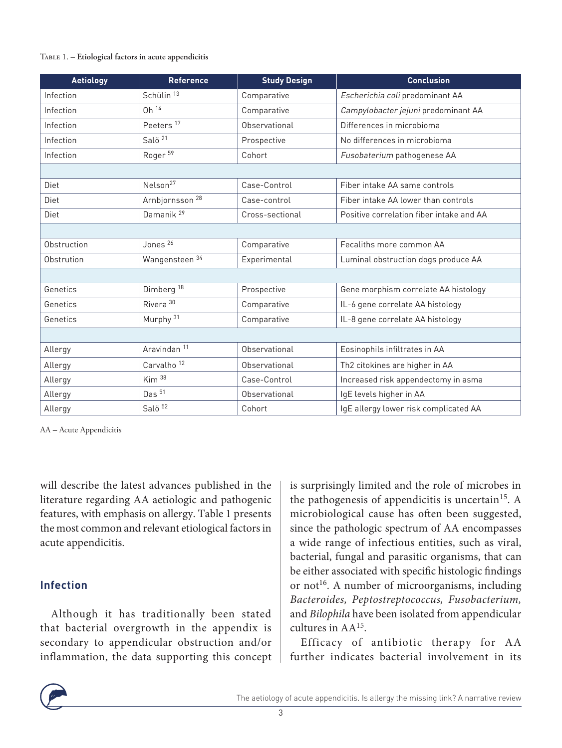Table 1. – **Etiological factors in acute appendicitis**

| Aetiology | Reference | Study Design | Conclusion |
|---|---|---|---|
| Infection | Schülin [13] | Comparative | *Escherichia coli* predominant AA |
| Infection | Oh [14] | Comparative | *Campylobacter jejuni* predominant AA |
| Infection | Peeters [17] | Observational | Differences in microbioma |
| Infection | Salö [21] | Prospective | No differences in microbioma |
| Infection | Roger [59] | Cohort | *Fusobaterium* pathogenese AA |
| | | | |
| Diet | Nelson[27] | Case-Control | Fiber intake AA same controls |
| Diet | Arnbjornsson [28] | Case-control | Fiber intake AA lower than controls |
| Diet | Damanik [29] | Cross-sectional | Positive correlation fiber intake and AA |
| | | | |
| Obstruction | Jones [26] | Comparative | Fecaliths more common AA |
| Obstrution | Wangensteen [34] | Experimental | Luminal obstruction dogs produce AA |
| | | | |
| Genetics | Dimberg [18] | Prospective | Gene morphism correlate AA histology |
| Genetics | Rivera [30] | Comparative | IL-6 gene correlate AA histology |
| Genetics | Murphy [31] | Comparative | IL-8 gene correlate AA histology |
| | | | |
| Allergy | Aravindan [11] | Observational | Eosinophils infiltrates in AA |
| Allergy | Carvalho [12] | Observational | Th2 citokines are higher in AA |
| Allergy | Kim [38] | Case-Control | Increased risk appendectomy in asma |
| Allergy | Das [51] | Observational | IgE levels higher in AA |
| Allergy | Salö [52] | Cohort | IgE allergy lower risk complicated AA |

AA – Acute Appendicitis

will describe the latest advances published in the literature regarding AA aetiologic and pathogenic features, with emphasis on allergy. Table 1 presents the most common and relevant etiological factors in acute appendicitis.

## Infection

Although it has traditionally been stated that bacterial overgrowth in the appendix is secondary to appendicular obstruction and/or inflammation, the data supporting this concept is surprisingly limited and the role of microbes in the pathogenesis of appendicitis is uncertain[15]. A microbiological cause has often been suggested, since the pathologic spectrum of AA encompasses a wide range of infectious entities, such as viral, bacterial, fungal and parasitic organisms, that can be either associated with specific histologic findings or not[16]. A number of microorganisms, including *Bacteroides, Peptostreptococcus, Fusobacterium,* and *Bilophila* have been isolated from appendicular cultures in AA[15].

Efficacy of antibiotic therapy for AA further indicates bacterial involvement in its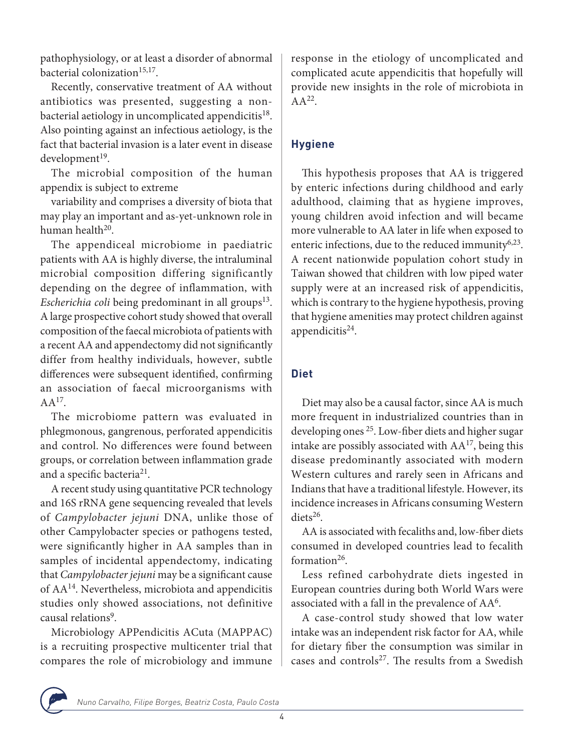pathophysiology, or at least a disorder of abnormal bacterial colonization[15,17].

Recently, conservative treatment of AA without antibiotics was presented, suggesting a non-bacterial aetiology in uncomplicated appendicitis[18]. Also pointing against an infectious aetiology, is the fact that bacterial invasion is a later event in disease development[19].

The microbial composition of the human appendix is subject to extreme

variability and comprises a diversity of biota that may play an important and as-yet-unknown role in human health[20].

The appendiceal microbiome in paediatric patients with AA is highly diverse, the intraluminal microbial composition differing significantly depending on the degree of inflammation, with *Escherichia coli* being predominant in all groups[13]. A large prospective cohort study showed that overall composition of the faecal microbiota of patients with a recent AA and appendectomy did not significantly differ from healthy individuals, however, subtle differences were subsequent identified, confirming an association of faecal microorganisms with AA[17].

The microbiome pattern was evaluated in phlegmonous, gangrenous, perforated appendicitis and control. No differences were found between groups, or correlation between inflammation grade and a specific bacteria[21].

A recent study using quantitative PCR technology and 16S rRNA gene sequencing revealed that levels of *Campylobacter jejuni* DNA, unlike those of other Campylobacter species or pathogens tested, were significantly higher in AA samples than in samples of incidental appendectomy, indicating that *Campylobacter jejuni* may be a significant cause of AA[14]. Nevertheless, microbiota and appendicitis studies only showed associations, not definitive causal relations[9].

Microbiology APPendicitis ACuta (MAPPAC) is a recruiting prospective multicenter trial that compares the role of microbiology and immune response in the etiology of uncomplicated and complicated acute appendicitis that hopefully will provide new insights in the role of microbiota in AA[22].

## Hygiene

This hypothesis proposes that AA is triggered by enteric infections during childhood and early adulthood, claiming that as hygiene improves, young children avoid infection and will became more vulnerable to AA later in life when exposed to enteric infections, due to the reduced immunity[6,23]. A recent nationwide population cohort study in Taiwan showed that children with low piped water supply were at an increased risk of appendicitis, which is contrary to the hygiene hypothesis, proving that hygiene amenities may protect children against appendicitis[24].

## Diet

Diet may also be a causal factor, since AA is much more frequent in industrialized countries than in developing ones [25]. Low-fiber diets and higher sugar intake are possibly associated with AA[17], being this disease predominantly associated with modern Western cultures and rarely seen in Africans and Indians that have a traditional lifestyle. However, its incidence increases in Africans consuming Western diets[26].

AA is associated with fecaliths and, low-fiber diets consumed in developed countries lead to fecalith formation[26].

Less refined carbohydrate diets ingested in European countries during both World Wars were associated with a fall in the prevalence of AA[6].

A case-control study showed that low water intake was an independent risk factor for AA, while for dietary fiber the consumption was similar in cases and controls[27]. The results from a Swedish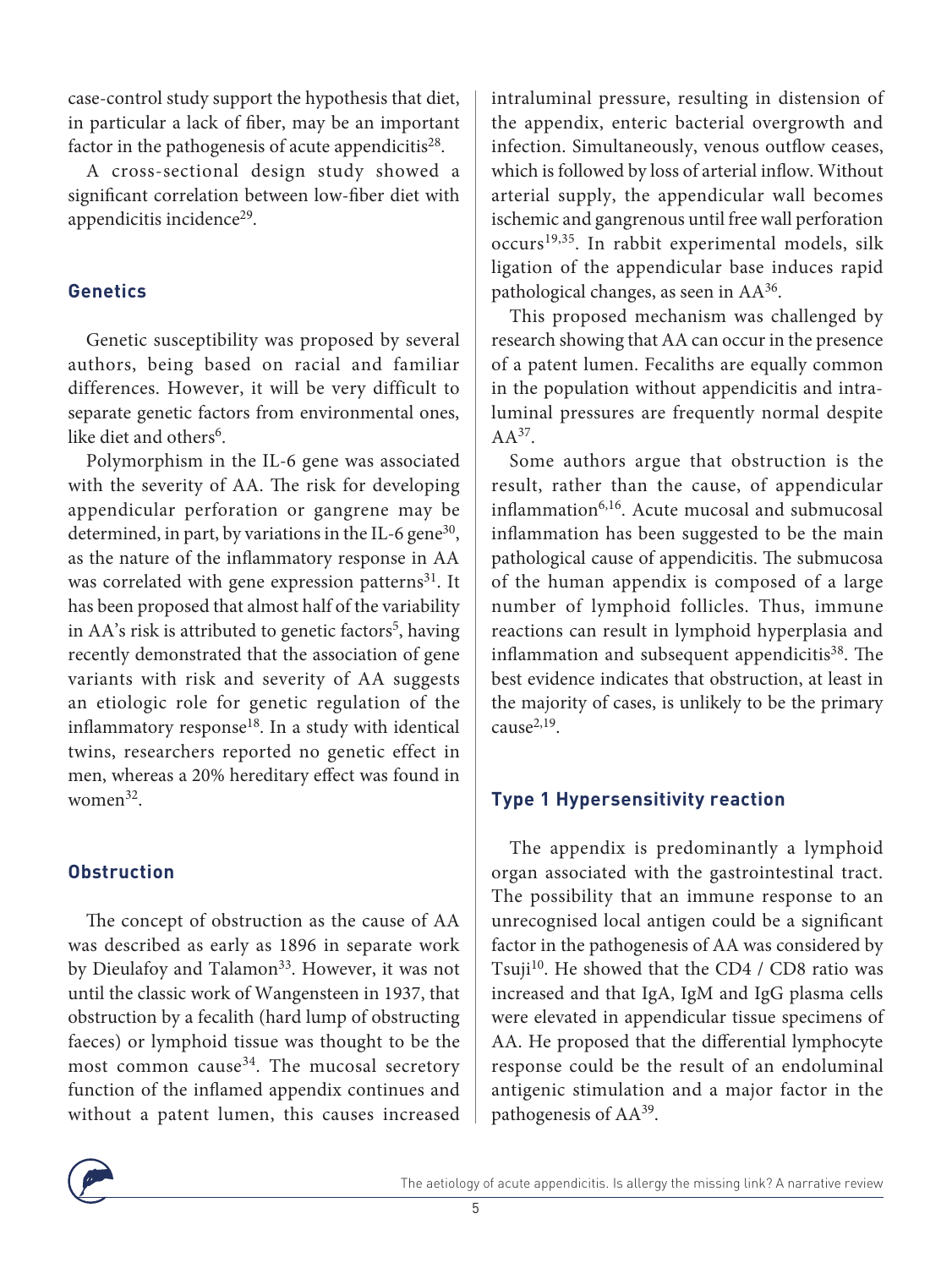case-control study support the hypothesis that diet, in particular a lack of fiber, may be an important factor in the pathogenesis of acute appendicitis[28].

A cross-sectional design study showed a significant correlation between low-fiber diet with appendicitis incidence[29].

## Genetics

Genetic susceptibility was proposed by several authors, being based on racial and familiar differences. However, it will be very difficult to separate genetic factors from environmental ones, like diet and others[6].

Polymorphism in the IL-6 gene was associated with the severity of AA. The risk for developing appendicular perforation or gangrene may be determined, in part, by variations in the IL-6 gene[30], as the nature of the inflammatory response in AA was correlated with gene expression patterns[31]. It has been proposed that almost half of the variability in AA's risk is attributed to genetic factors[5], having recently demonstrated that the association of gene variants with risk and severity of AA suggests an etiologic role for genetic regulation of the inflammatory response[18]. In a study with identical twins, researchers reported no genetic effect in men, whereas a 20% hereditary effect was found in women[32].

## Obstruction

The concept of obstruction as the cause of AA was described as early as 1896 in separate work by Dieulafoy and Talamon[33]. However, it was not until the classic work of Wangensteen in 1937, that obstruction by a fecalith (hard lump of obstructing faeces) or lymphoid tissue was thought to be the most common cause[34]. The mucosal secretory function of the inflamed appendix continues and without a patent lumen, this causes increased intraluminal pressure, resulting in distension of the appendix, enteric bacterial overgrowth and infection. Simultaneously, venous outflow ceases, which is followed by loss of arterial inflow. Without arterial supply, the appendicular wall becomes ischemic and gangrenous until free wall perforation occurs[19,35]. In rabbit experimental models, silk ligation of the appendicular base induces rapid pathological changes, as seen in AA[36].

This proposed mechanism was challenged by research showing that AA can occur in the presence of a patent lumen. Fecaliths are equally common in the population without appendicitis and intraluminal pressures are frequently normal despite AA[37].

Some authors argue that obstruction is the result, rather than the cause, of appendicular inflammation[6,16]. Acute mucosal and submucosal inflammation has been suggested to be the main pathological cause of appendicitis. The submucosa of the human appendix is composed of a large number of lymphoid follicles. Thus, immune reactions can result in lymphoid hyperplasia and inflammation and subsequent appendicitis[38]. The best evidence indicates that obstruction, at least in the majority of cases, is unlikely to be the primary cause[2,19].

## Type 1 Hypersensitivity reaction

The appendix is predominantly a lymphoid organ associated with the gastrointestinal tract. The possibility that an immune response to an unrecognised local antigen could be a significant factor in the pathogenesis of AA was considered by Tsuji[10]. He showed that the CD4 / CD8 ratio was increased and that IgA, IgM and IgG plasma cells were elevated in appendicular tissue specimens of AA. He proposed that the differential lymphocyte response could be the result of an endoluminal antigenic stimulation and a major factor in the pathogenesis of AA[39].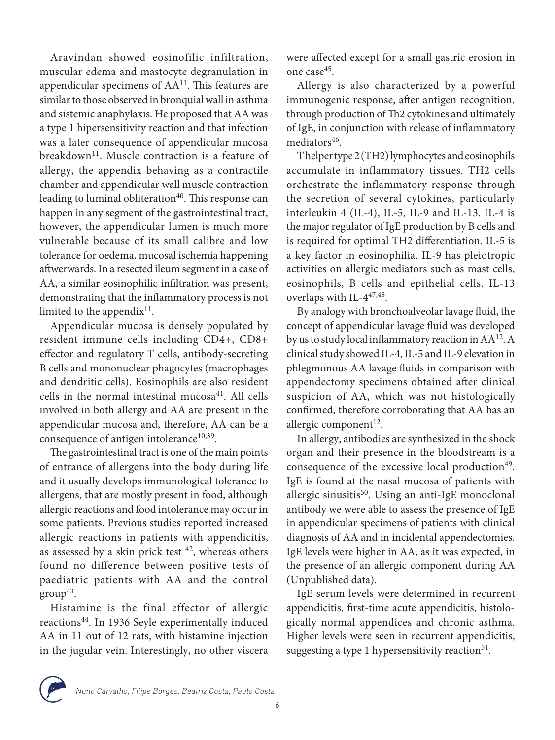Aravindan showed eosinofilic infiltration, muscular edema and mastocyte degranulation in appendicular specimens of AA[11]. This features are similar to those observed in bronquial wall in asthma and sistemic anaphylaxis. He proposed that AA was a type 1 hipersensitivity reaction and that infection was a later consequence of appendicular mucosa breakdown[11]. Muscle contraction is a feature of allergy, the appendix behaving as a contractile chamber and appendicular wall muscle contraction leading to luminal obliteration[40]. This response can happen in any segment of the gastrointestinal tract, however, the appendicular lumen is much more vulnerable because of its small calibre and low tolerance for oedema, mucosal ischemia happening aftwerwards. In a resected ileum segment in a case of AA, a similar eosinophilic infiltration was present, demonstrating that the inflammatory process is not limited to the appendix[11].

Appendicular mucosa is densely populated by resident immune cells including CD4+, CD8+ effector and regulatory T cells, antibody-secreting B cells and mononuclear phagocytes (macrophages and dendritic cells). Eosinophils are also resident cells in the normal intestinal mucosa[41]. All cells involved in both allergy and AA are present in the appendicular mucosa and, therefore, AA can be a consequence of antigen intolerance[10,39].

The gastrointestinal tract is one of the main points of entrance of allergens into the body during life and it usually develops immunological tolerance to allergens, that are mostly present in food, although allergic reactions and food intolerance may occur in some patients. Previous studies reported increased allergic reactions in patients with appendicitis, as assessed by a skin prick test [42], whereas others found no difference between positive tests of paediatric patients with AA and the control group[43].

Histamine is the final effector of allergic reactions[44]. In 1936 Seyle experimentally induced AA in 11 out of 12 rats, with histamine injection in the jugular vein. Interestingly, no other viscera were affected except for a small gastric erosion in one case[45].

Allergy is also characterized by a powerful immunogenic response, after antigen recognition, through production of Th2 cytokines and ultimately of IgE, in conjunction with release of inflammatory mediators[46].

T helper type 2 (TH2) lymphocytes and eosinophils accumulate in inflammatory tissues. TH2 cells orchestrate the inflammatory response through the secretion of several cytokines, particularly interleukin 4 (IL-4), IL-5, IL-9 and IL-13. IL-4 is the major regulator of IgE production by B cells and is required for optimal TH2 differentiation. IL-5 is a key factor in eosinophilia. IL-9 has pleiotropic activities on allergic mediators such as mast cells, eosinophils, B cells and epithelial cells. IL-13 overlaps with IL-4[47,48].

By analogy with bronchoalveolar lavage fluid, the concept of appendicular lavage fluid was developed by us to study local inflammatory reaction in AA[12]. A clinical study showed IL-4, IL-5 and IL-9 elevation in phlegmonous AA lavage fluids in comparison with appendectomy specimens obtained after clinical suspicion of AA, which was not histologically confirmed, therefore corroborating that AA has an allergic component[12].

In allergy, antibodies are synthesized in the shock organ and their presence in the bloodstream is a consequence of the excessive local production[49]. IgE is found at the nasal mucosa of patients with allergic sinusitis[50]. Using an anti-IgE monoclonal antibody we were able to assess the presence of IgE in appendicular specimens of patients with clinical diagnosis of AA and in incidental appendectomies. IgE levels were higher in AA, as it was expected, in the presence of an allergic component during AA (Unpublished data).

IgE serum levels were determined in recurrent appendicitis, first-time acute appendicitis, histologically normal appendices and chronic asthma. Higher levels were seen in recurrent appendicitis, suggesting a type 1 hypersensitivity reaction[51].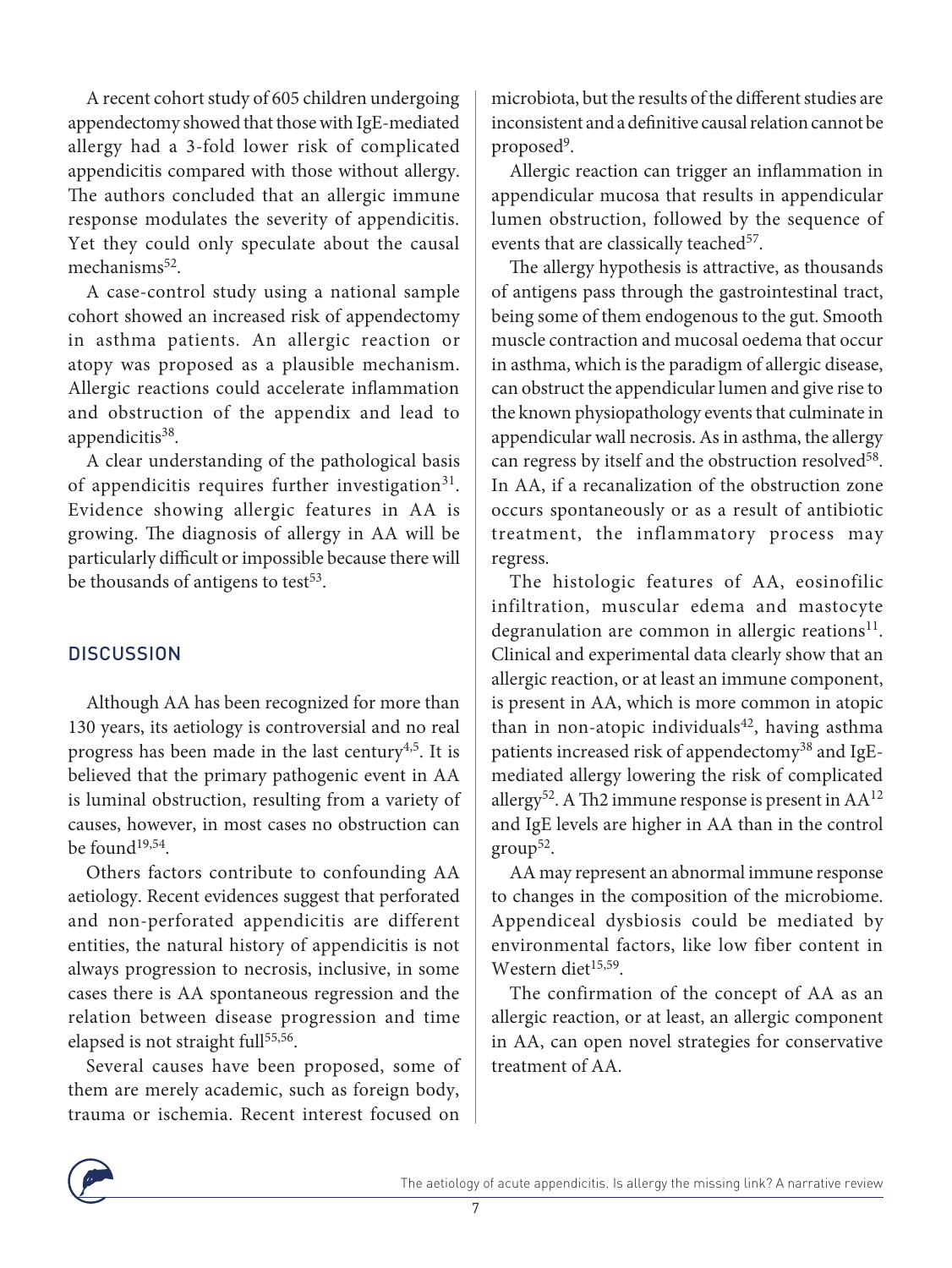A recent cohort study of 605 children undergoing appendectomy showed that those with IgE-mediated allergy had a 3-fold lower risk of complicated appendicitis compared with those without allergy. The authors concluded that an allergic immune response modulates the severity of appendicitis. Yet they could only speculate about the causal mechanisms[52].

A case-control study using a national sample cohort showed an increased risk of appendectomy in asthma patients. An allergic reaction or atopy was proposed as a plausible mechanism. Allergic reactions could accelerate inflammation and obstruction of the appendix and lead to appendicitis[38].

A clear understanding of the pathological basis of appendicitis requires further investigation[31]. Evidence showing allergic features in AA is growing. The diagnosis of allergy in AA will be particularly difficult or impossible because there will be thousands of antigens to test[53].

## DISCUSSION

Although AA has been recognized for more than 130 years, its aetiology is controversial and no real progress has been made in the last century[4,5]. It is believed that the primary pathogenic event in AA is luminal obstruction, resulting from a variety of causes, however, in most cases no obstruction can be found[19,54].

Others factors contribute to confounding AA aetiology. Recent evidences suggest that perforated and non-perforated appendicitis are different entities, the natural history of appendicitis is not always progression to necrosis, inclusive, in some cases there is AA spontaneous regression and the relation between disease progression and time elapsed is not straight full[55,56].

Several causes have been proposed, some of them are merely academic, such as foreign body, trauma or ischemia. Recent interest focused on microbiota, but the results of the different studies are inconsistent and a definitive causal relation cannot be proposed[9].

Allergic reaction can trigger an inflammation in appendicular mucosa that results in appendicular lumen obstruction, followed by the sequence of events that are classically teached[57].

The allergy hypothesis is attractive, as thousands of antigens pass through the gastrointestinal tract, being some of them endogenous to the gut. Smooth muscle contraction and mucosal oedema that occur in asthma, which is the paradigm of allergic disease, can obstruct the appendicular lumen and give rise to the known physiopathology events that culminate in appendicular wall necrosis. As in asthma, the allergy can regress by itself and the obstruction resolved[58]. In AA, if a recanalization of the obstruction zone occurs spontaneously or as a result of antibiotic treatment, the inflammatory process may regress.

The histologic features of AA, eosinofilic infiltration, muscular edema and mastocyte degranulation are common in allergic reations[11]. Clinical and experimental data clearly show that an allergic reaction, or at least an immune component, is present in AA, which is more common in atopic than in non-atopic individuals[42], having asthma patients increased risk of appendectomy[38] and IgE-mediated allergy lowering the risk of complicated allergy[52]. A Th2 immune response is present in AA[12] and IgE levels are higher in AA than in the control group[52].

AA may represent an abnormal immune response to changes in the composition of the microbiome. Appendiceal dysbiosis could be mediated by environmental factors, like low fiber content in Western diet[15,59].

The confirmation of the concept of AA as an allergic reaction, or at least, an allergic component in AA, can open novel strategies for conservative treatment of AA.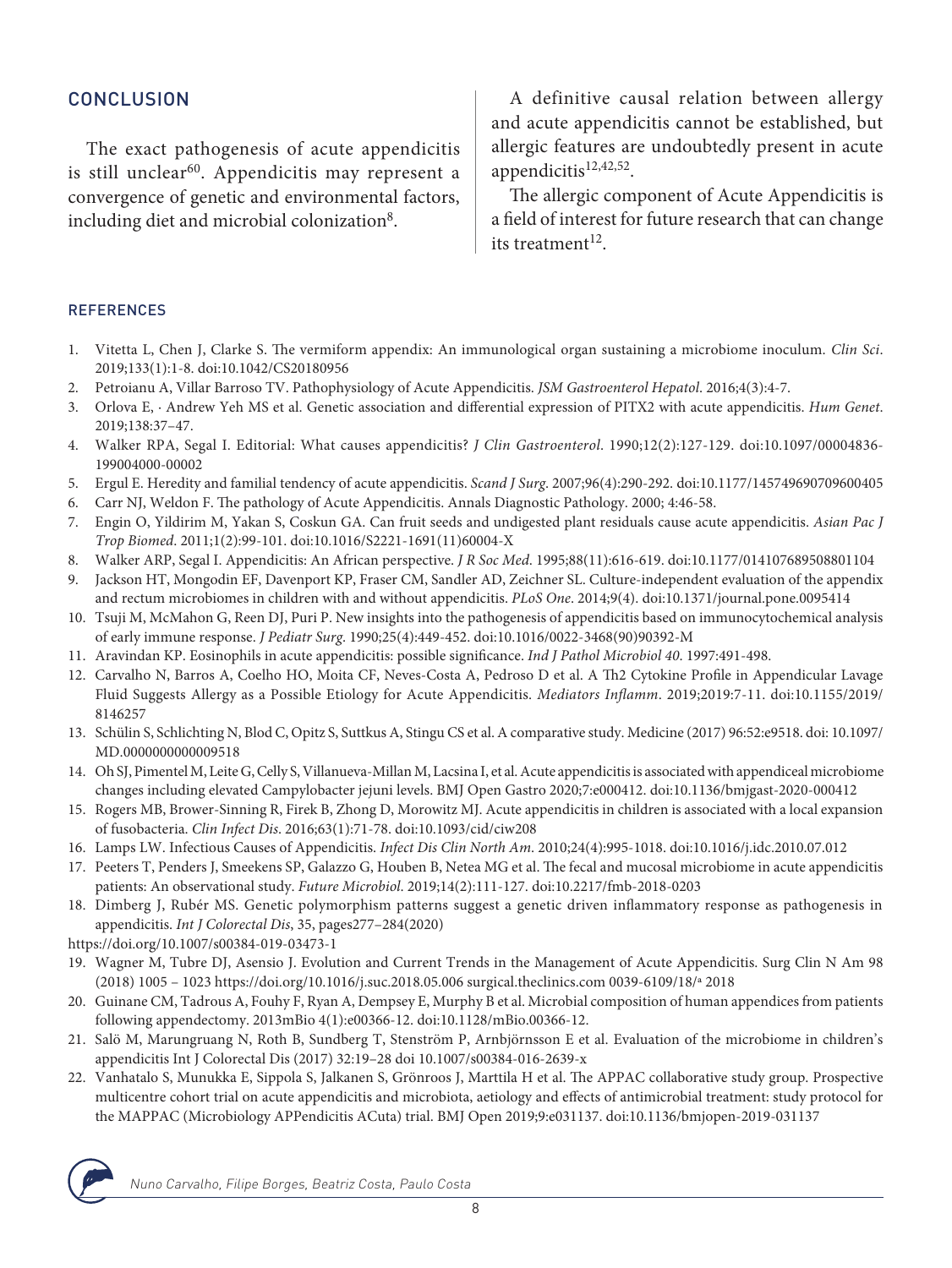## CONCLUSION

The exact pathogenesis of acute appendicitis is still unclear[60]. Appendicitis may represent a convergence of genetic and environmental factors, including diet and microbial colonization[8].

A definitive causal relation between allergy and acute appendicitis cannot be established, but allergic features are undoubtedly present in acute appendicitis[12,42,52].

The allergic component of Acute Appendicitis is a field of interest for future research that can change its treatment[12].

## REFERENCES

1. Vitetta L, Chen J, Clarke S. The vermiform appendix: An immunological organ sustaining a microbiome inoculum. *Clin Sci*. 2019;133(1):1-8. doi:10.1042/CS20180956
2. Petroianu A, Villar Barroso TV. Pathophysiology of Acute Appendicitis. *JSM Gastroenterol Hepatol*. 2016;4(3):4-7.
3. Orlova E, · Andrew Yeh MS et al. Genetic association and differential expression of PITX2 with acute appendicitis. *Hum Genet*. 2019;138:37–47.
4. Walker RPA, Segal I. Editorial: What causes appendicitis? *J Clin Gastroenterol*. 1990;12(2):127-129. doi:10.1097/00004836-199004000-00002
5. Ergul E. Heredity and familial tendency of acute appendicitis. *Scand J Surg*. 2007;96(4):290-292. doi:10.1177/145749690709600405
6. Carr NJ, Weldon F. The pathology of Acute Appendicitis. Annals Diagnostic Pathology. 2000; 4:46-58.
7. Engin O, Yildirim M, Yakan S, Coskun GA. Can fruit seeds and undigested plant residuals cause acute appendicitis. *Asian Pac J Trop Biomed*. 2011;1(2):99-101. doi:10.1016/S2221-1691(11)60004-X
8. Walker ARP, Segal I. Appendicitis: An African perspective. *J R Soc Med*. 1995;88(11):616-619. doi:10.1177/014107689508801104
9. Jackson HT, Mongodin EF, Davenport KP, Fraser CM, Sandler AD, Zeichner SL. Culture-independent evaluation of the appendix and rectum microbiomes in children with and without appendicitis. *PLoS One*. 2014;9(4). doi:10.1371/journal.pone.0095414
10. Tsuji M, McMahon G, Reen DJ, Puri P. New insights into the pathogenesis of appendicitis based on immunocytochemical analysis of early immune response. *J Pediatr Surg*. 1990;25(4):449-452. doi:10.1016/0022-3468(90)90392-M
11. Aravindan KP. Eosinophils in acute appendicitis: possible significance. *Ind J Pathol Microbiol 40*. 1997:491-498.
12. Carvalho N, Barros A, Coelho HO, Moita CF, Neves-Costa A, Pedroso D et al. A Th2 Cytokine Profile in Appendicular Lavage Fluid Suggests Allergy as a Possible Etiology for Acute Appendicitis. *Mediators Inflamm*. 2019;2019:7-11. doi:10.1155/2019/8146257
13. Schülin S, Schlichting N, Blod C, Opitz S, Suttkus A, Stingu CS et al. A comparative study. Medicine (2017) 96:52:e9518. doi: 10.1097/MD.0000000000009518
14. Oh SJ, Pimentel M, Leite G, Celly S, Villanueva-Millan M, Lacsina I, et al. Acute appendicitis is associated with appendiceal microbiome changes including elevated Campylobacter jejuni levels. BMJ Open Gastro 2020;7:e000412. doi:10.1136/bmjgast-2020-000412
15. Rogers MB, Brower-Sinning R, Firek B, Zhong D, Morowitz MJ. Acute appendicitis in children is associated with a local expansion of fusobacteria. *Clin Infect Dis*. 2016;63(1):71-78. doi:10.1093/cid/ciw208
16. Lamps LW. Infectious Causes of Appendicitis. *Infect Dis Clin North Am*. 2010;24(4):995-1018. doi:10.1016/j.idc.2010.07.012
17. Peeters T, Penders J, Smeekens SP, Galazzo G, Houben B, Netea MG et al. The fecal and mucosal microbiome in acute appendicitis patients: An observational study. *Future Microbiol*. 2019;14(2):111-127. doi:10.2217/fmb-2018-0203
18. Dimberg J, Rubér MS. Genetic polymorphism patterns suggest a genetic driven inflammatory response as pathogenesis in appendicitis. *Int J Colorectal Dis*, 35, pages277–284(2020) https://doi.org/10.1007/s00384-019-03473-1
19. Wagner M, Tubre DJ, Asensio J. Evolution and Current Trends in the Management of Acute Appendicitis. Surg Clin N Am 98 (2018) 1005 – 1023 https://doi.org/10.1016/j.suc.2018.05.006 surgical.theclinics.com 0039-6109/18/a 2018
20. Guinane CM, Tadrous A, Fouhy F, Ryan A, Dempsey E, Murphy B et al. Microbial composition of human appendices from patients following appendectomy. 2013mBio 4(1):e00366-12. doi:10.1128/mBio.00366-12.
21. Salö M, Marungruang N, Roth B, Sundberg T, Stenström P, Arnbjörnsson E et al. Evaluation of the microbiome in children's appendicitis Int J Colorectal Dis (2017) 32:19–28 doi 10.1007/s00384-016-2639-x
22. Vanhatalo S, Munukka E, Sippola S, Jalkanen S, Grönroos J, Marttila H et al. The APPAC collaborative study group. Prospective multicentre cohort trial on acute appendicitis and microbiota, aetiology and effects of antimicrobial treatment: study protocol for the MAPPAC (Microbiology APPendicitis ACuta) trial. BMJ Open 2019;9:e031137. doi:10.1136/bmjopen-2019-031137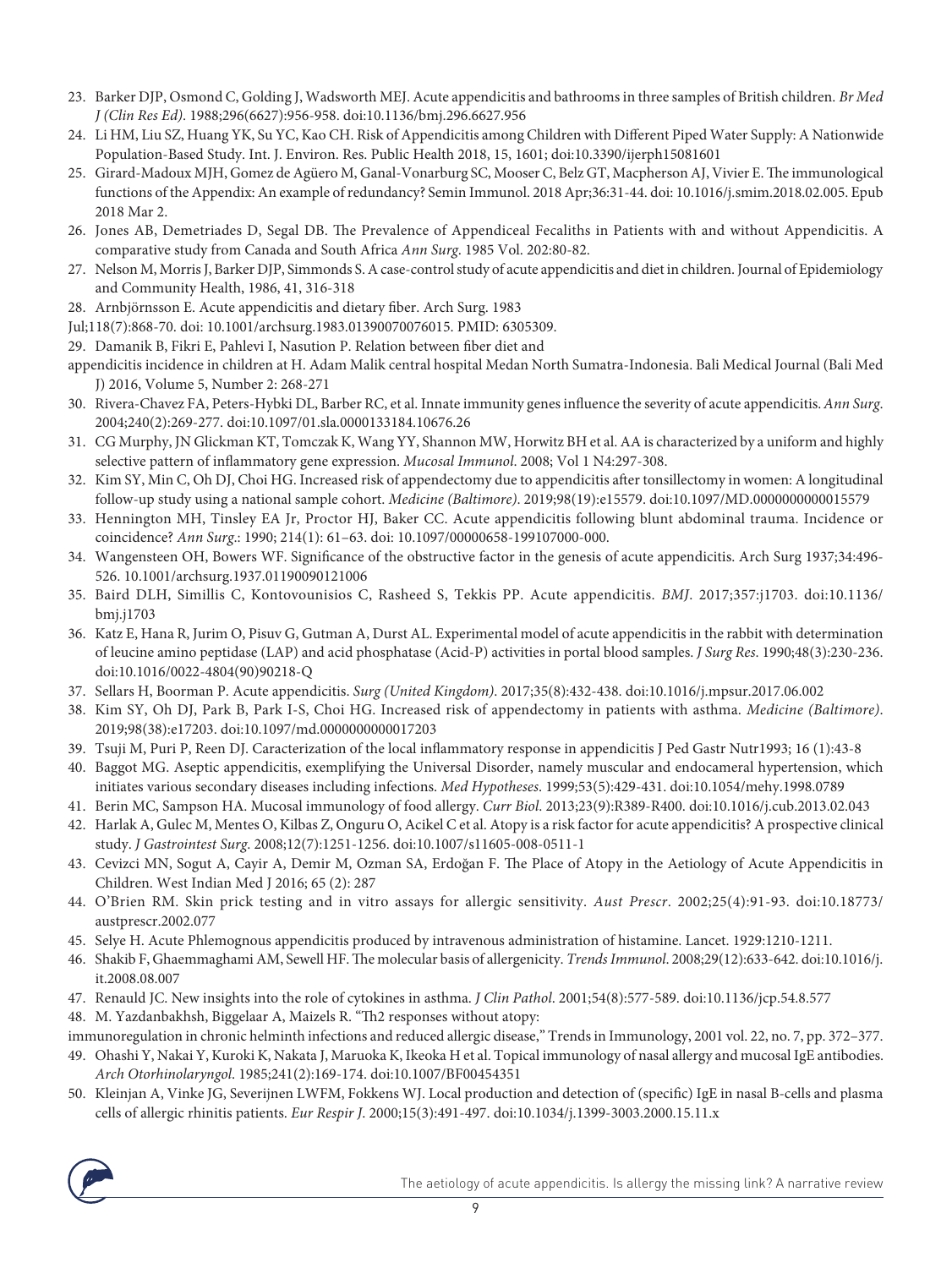23. Barker DJP, Osmond C, Golding J, Wadsworth MEJ. Acute appendicitis and bathrooms in three samples of British children. *Br Med J (Clin Res Ed)*. 1988;296(6627):956-958. doi:10.1136/bmj.296.6627.956
24. Li HM, Liu SZ, Huang YK, Su YC, Kao CH. Risk of Appendicitis among Children with Different Piped Water Supply: A Nationwide Population-Based Study. Int. J. Environ. Res. Public Health 2018, 15, 1601; doi:10.3390/ijerph15081601
25. Girard-Madoux MJH, Gomez de Agüero M, Ganal-Vonarburg SC, Mooser C, Belz GT, Macpherson AJ, Vivier E. The immunological functions of the Appendix: An example of redundancy? Semin Immunol. 2018 Apr;36:31-44. doi: 10.1016/j.smim.2018.02.005. Epub 2018 Mar 2.
26. Jones AB, Demetriades D, Segal DB. The Prevalence of Appendiceal Fecaliths in Patients with and without Appendicitis. A comparative study from Canada and South Africa *Ann Surg*. 1985 Vol. 202:80-82.
27. Nelson M, Morris J, Barker DJP, Simmonds S. A case-control study of acute appendicitis and diet in children. Journal of Epidemiology and Community Health, 1986, 41, 316-318
28. Arnbjörnsson E. Acute appendicitis and dietary fiber. Arch Surg. 1983 Jul;118(7):868-70. doi: 10.1001/archsurg.1983.01390070076015. PMID: 6305309.
29. Damanik B, Fikri E, Pahlevi I, Nasution P. Relation between fiber diet and appendicitis incidence in children at H. Adam Malik central hospital Medan North Sumatra-Indonesia. Bali Medical Journal (Bali Med J) 2016, Volume 5, Number 2: 268-271
30. Rivera-Chavez FA, Peters-Hybki DL, Barber RC, et al. Innate immunity genes influence the severity of acute appendicitis. *Ann Surg*. 2004;240(2):269-277. doi:10.1097/01.sla.0000133184.10676.26
31. CG Murphy, JN Glickman KT, Tomczak K, Wang YY, Shannon MW, Horwitz BH et al. AA is characterized by a uniform and highly selective pattern of inflammatory gene expression. *Mucosal Immunol*. 2008; Vol 1 N4:297-308.
32. Kim SY, Min C, Oh DJ, Choi HG. Increased risk of appendectomy due to appendicitis after tonsillectomy in women: A longitudinal follow-up study using a national sample cohort. *Medicine (Baltimore)*. 2019;98(19):e15579. doi:10.1097/MD.0000000000015579
33. Hennington MH, Tinsley EA Jr, Proctor HJ, Baker CC. Acute appendicitis following blunt abdominal trauma. Incidence or coincidence? *Ann Surg*.: 1990; 214(1): 61–63. doi: 10.1097/00000658-199107000-000.
34. Wangensteen OH, Bowers WF. Significance of the obstructive factor in the genesis of acute appendicitis. Arch Surg 1937;34:496-526. 10.1001/archsurg.1937.01190090121006
35. Baird DLH, Simillis C, Kontovounisios C, Rasheed S, Tekkis PP. Acute appendicitis. *BMJ*. 2017;357:j1703. doi:10.1136/bmj.j1703
36. Katz E, Hana R, Jurim O, Pisuv G, Gutman A, Durst AL. Experimental model of acute appendicitis in the rabbit with determination of leucine amino peptidase (LAP) and acid phosphatase (Acid-P) activities in portal blood samples. *J Surg Res*. 1990;48(3):230-236. doi:10.1016/0022-4804(90)90218-Q
37. Sellars H, Boorman P. Acute appendicitis. *Surg (United Kingdom)*. 2017;35(8):432-438. doi:10.1016/j.mpsur.2017.06.002
38. Kim SY, Oh DJ, Park B, Park I-S, Choi HG. Increased risk of appendectomy in patients with asthma. *Medicine (Baltimore)*. 2019;98(38):e17203. doi:10.1097/md.0000000000017203
39. Tsuji M, Puri P, Reen DJ. Caracterization of the local inflammatory response in appendicitis J Ped Gastr Nutr1993; 16 (1):43-8
40. Baggot MG. Aseptic appendicitis, exemplifying the Universal Disorder, namely muscular and endocameral hypertension, which initiates various secondary diseases including infections. *Med Hypotheses*. 1999;53(5):429-431. doi:10.1054/mehy.1998.0789
41. Berin MC, Sampson HA. Mucosal immunology of food allergy. *Curr Biol*. 2013;23(9):R389-R400. doi:10.1016/j.cub.2013.02.043
42. Harlak A, Gulec M, Mentes O, Kilbas Z, Onguru O, Acikel C et al. Atopy is a risk factor for acute appendicitis? A prospective clinical study. *J Gastrointest Surg*. 2008;12(7):1251-1256. doi:10.1007/s11605-008-0511-1
43. Cevizci MN, Sogut A, Cayir A, Demir M, Ozman SA, Erdoğan F. The Place of Atopy in the Aetiology of Acute Appendicitis in Children. West Indian Med J 2016; 65 (2): 287
44. O'Brien RM. Skin prick testing and in vitro assays for allergic sensitivity. *Aust Prescr*. 2002;25(4):91-93. doi:10.18773/austprescr.2002.077
45. Selye H. Acute Phlemognous appendicitis produced by intravenous administration of histamine. Lancet. 1929:1210-1211.
46. Shakib F, Ghaemmaghami AM, Sewell HF. The molecular basis of allergenicity. *Trends Immunol*. 2008;29(12):633-642. doi:10.1016/j.it.2008.08.007
47. Renauld JC. New insights into the role of cytokines in asthma. *J Clin Pathol*. 2001;54(8):577-589. doi:10.1136/jcp.54.8.577
48. M. Yazdanbakhsh, Biggelaar A, Maizels R. "Th2 responses without atopy: immunoregulation in chronic helminth infections and reduced allergic disease," Trends in Immunology, 2001 vol. 22, no. 7, pp. 372–377.
49. Ohashi Y, Nakai Y, Kuroki K, Nakata J, Maruoka K, Ikeoka H et al. Topical immunology of nasal allergy and mucosal IgE antibodies. *Arch Otorhinolaryngol*. 1985;241(2):169-174. doi:10.1007/BF00454351
50. Kleinjan A, Vinke JG, Severijnen LWFM, Fokkens WJ. Local production and detection of (specific) IgE in nasal B-cells and plasma cells of allergic rhinitis patients. *Eur Respir J*. 2000;15(3):491-497. doi:10.1034/j.1399-3003.2000.15.11.x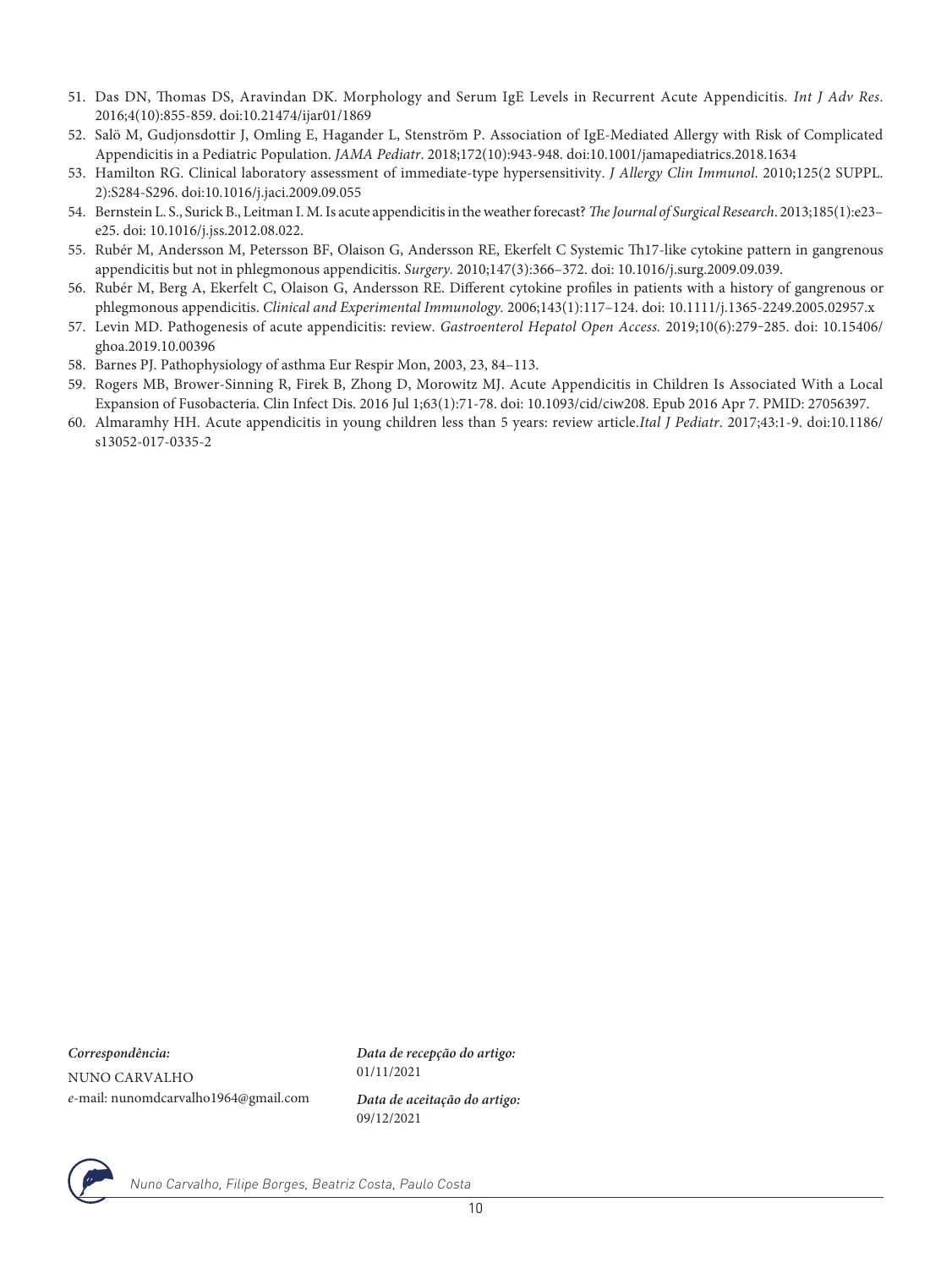51. Das DN, Thomas DS, Aravindan DK. Morphology and Serum IgE Levels in Recurrent Acute Appendicitis. *Int J Adv Res*. 2016;4(10):855-859. doi:10.21474/ijar01/1869
52. Salö M, Gudjonsdottir J, Omling E, Hagander L, Stenström P. Association of IgE-Mediated Allergy with Risk of Complicated Appendicitis in a Pediatric Population. *JAMA Pediatr*. 2018;172(10):943-948. doi:10.1001/jamapediatrics.2018.1634
53. Hamilton RG. Clinical laboratory assessment of immediate-type hypersensitivity. *J Allergy Clin Immunol*. 2010;125(2 SUPPL. 2):S284-S296. doi:10.1016/j.jaci.2009.09.055
54. Bernstein L. S., Surick B., Leitman I. M. Is acute appendicitis in the weather forecast? *The Journal of Surgical Research*. 2013;185(1):e23–e25. doi: 10.1016/j.jss.2012.08.022.
55. Rubér M, Andersson M, Petersson BF, Olaison G, Andersson RE, Ekerfelt C Systemic Th17-like cytokine pattern in gangrenous appendicitis but not in phlegmonous appendicitis. *Surgery*. 2010;147(3):366–372. doi: 10.1016/j.surg.2009.09.039.
56. Rubér M, Berg A, Ekerfelt C, Olaison G, Andersson RE. Different cytokine profiles in patients with a history of gangrenous or phlegmonous appendicitis. *Clinical and Experimental Immunology*. 2006;143(1):117–124. doi: 10.1111/j.1365-2249.2005.02957.x
57. Levin MD. Pathogenesis of acute appendicitis: review. *Gastroenterol Hepatol Open Access*. 2019;10(6):279‑285. doi: 10.15406/ghoa.2019.10.00396
58. Barnes PJ. Pathophysiology of asthma Eur Respir Mon, 2003, 23, 84–113.
59. Rogers MB, Brower-Sinning R, Firek B, Zhong D, Morowitz MJ. Acute Appendicitis in Children Is Associated With a Local Expansion of Fusobacteria. Clin Infect Dis. 2016 Jul 1;63(1):71-78. doi: 10.1093/cid/ciw208. Epub 2016 Apr 7. PMID: 27056397.
60. Almaramhy HH. Acute appendicitis in young children less than 5 years: review article.*Ital J Pediatr*. 2017;43:1-9. doi:10.1186/s13052-017-0335-2

***Correspondência:***
NUNO CARVALHO
*e*-mail: nunomdcarvalho1964@gmail.com

***Data de recepção do artigo:***
01/11/2021

***Data de aceitação do artigo:***
09/12/2021